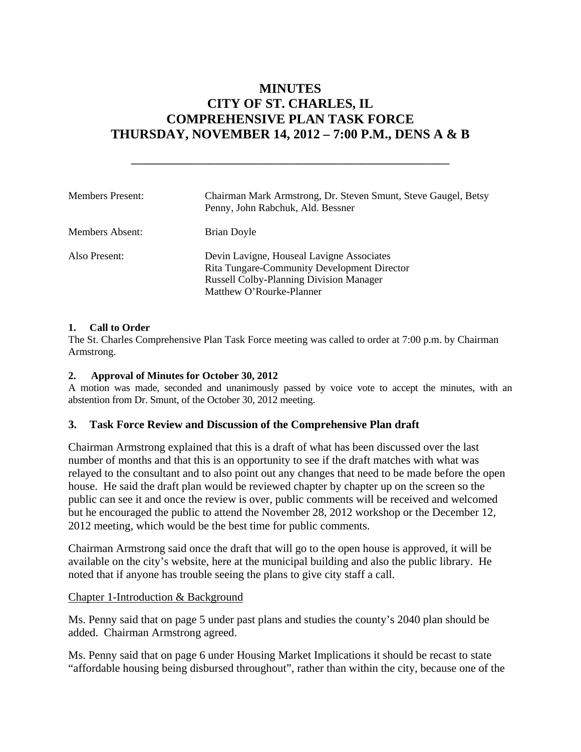# MINUTES
# CITY OF ST. CHARLES, IL
# COMPREHENSIVE PLAN TASK FORCE
# THURSDAY, NOVEMBER 14, 2012 – 7:00 P.M., DENS A & B

---

| | |
|---|---|
| Members Present: | Chairman Mark Armstrong, Dr. Steven Smunt, Steve Gaugel, Betsy Penny, John Rabchuk, Ald. Bessner |
| Members Absent: | Brian Doyle |
| Also Present: | Devin Lavigne, Houseal Lavigne Associates<br>Rita Tungare-Community Development Director<br>Russell Colby-Planning Division Manager<br>Matthew O'Rourke-Planner |

**1. Call to Order**

The St. Charles Comprehensive Plan Task Force meeting was called to order at 7:00 p.m. by Chairman Armstrong.

**2. Approval of Minutes for October 30, 2012**

A motion was made, seconded and unanimously passed by voice vote to accept the minutes, with an abstention from Dr. Smunt, of the October 30, 2012 meeting.

**3. Task Force Review and Discussion of the Comprehensive Plan draft**

Chairman Armstrong explained that this is a draft of what has been discussed over the last number of months and that this is an opportunity to see if the draft matches with what was relayed to the consultant and to also point out any changes that need to be made before the open house. He said the draft plan would be reviewed chapter by chapter up on the screen so the public can see it and once the review is over, public comments will be received and welcomed but he encouraged the public to attend the November 28, 2012 workshop or the December 12, 2012 meeting, which would be the best time for public comments.

Chairman Armstrong said once the draft that will go to the open house is approved, it will be available on the city's website, here at the municipal building and also the public library. He noted that if anyone has trouble seeing the plans to give city staff a call.

Chapter 1-Introduction & Background

Ms. Penny said that on page 5 under past plans and studies the county's 2040 plan should be added. Chairman Armstrong agreed.

Ms. Penny said that on page 6 under Housing Market Implications it should be recast to state "affordable housing being disbursed throughout", rather than within the city, because one of the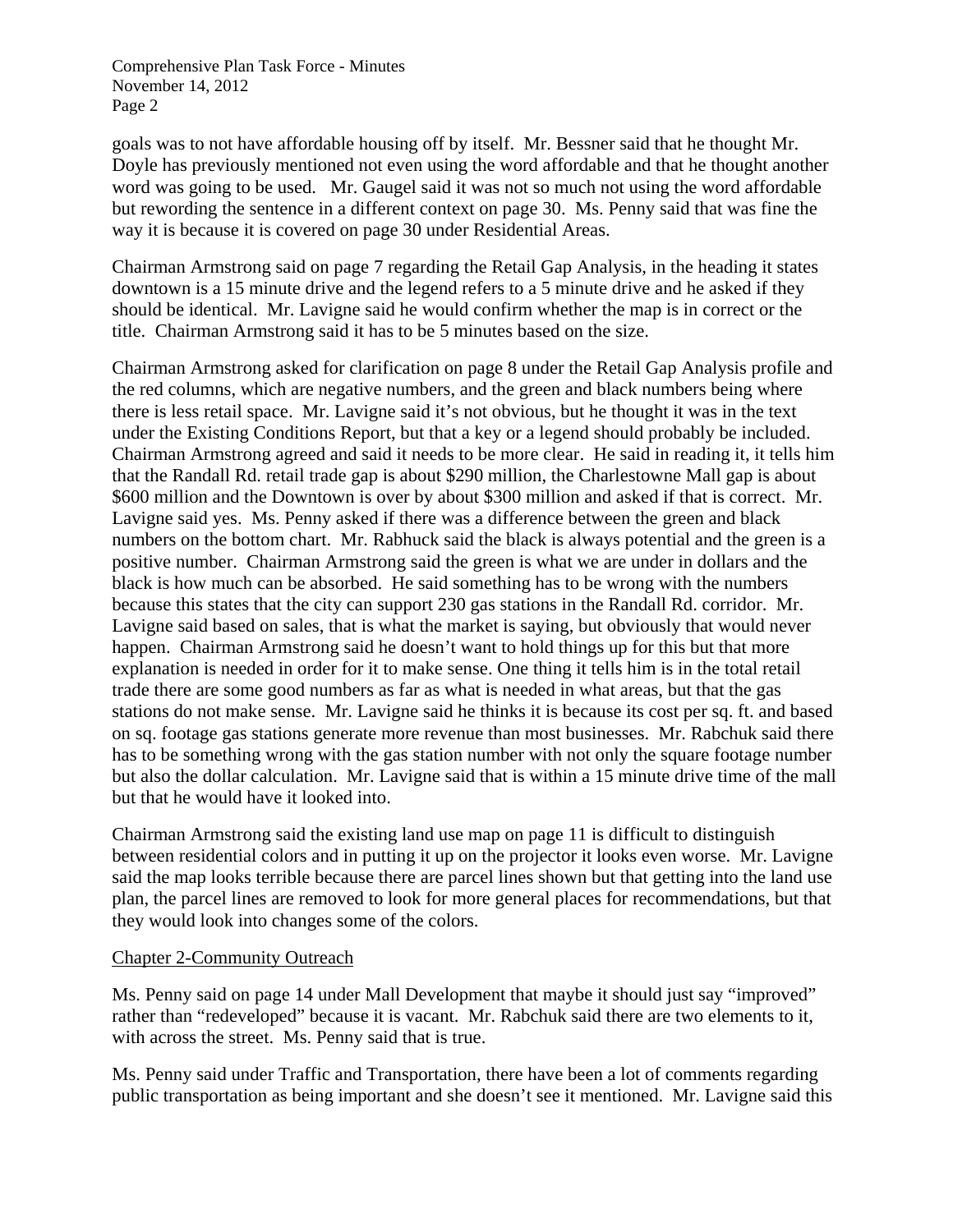goals was to not have affordable housing off by itself. Mr. Bessner said that he thought Mr. Doyle has previously mentioned not even using the word affordable and that he thought another word was going to be used. Mr. Gaugel said it was not so much not using the word affordable but rewording the sentence in a different context on page 30. Ms. Penny said that was fine the way it is because it is covered on page 30 under Residential Areas.

Chairman Armstrong said on page 7 regarding the Retail Gap Analysis, in the heading it states downtown is a 15 minute drive and the legend refers to a 5 minute drive and he asked if they should be identical. Mr. Lavigne said he would confirm whether the map is in correct or the title. Chairman Armstrong said it has to be 5 minutes based on the size.

Chairman Armstrong asked for clarification on page 8 under the Retail Gap Analysis profile and the red columns, which are negative numbers, and the green and black numbers being where there is less retail space. Mr. Lavigne said it's not obvious, but he thought it was in the text under the Existing Conditions Report, but that a key or a legend should probably be included. Chairman Armstrong agreed and said it needs to be more clear. He said in reading it, it tells him that the Randall Rd. retail trade gap is about $290 million, the Charlestowne Mall gap is about $600 million and the Downtown is over by about $300 million and asked if that is correct. Mr. Lavigne said yes. Ms. Penny asked if there was a difference between the green and black numbers on the bottom chart. Mr. Rabhuck said the black is always potential and the green is a positive number. Chairman Armstrong said the green is what we are under in dollars and the black is how much can be absorbed. He said something has to be wrong with the numbers because this states that the city can support 230 gas stations in the Randall Rd. corridor. Mr. Lavigne said based on sales, that is what the market is saying, but obviously that would never happen. Chairman Armstrong said he doesn't want to hold things up for this but that more explanation is needed in order for it to make sense. One thing it tells him is in the total retail trade there are some good numbers as far as what is needed in what areas, but that the gas stations do not make sense. Mr. Lavigne said he thinks it is because its cost per sq. ft. and based on sq. footage gas stations generate more revenue than most businesses. Mr. Rabchuk said there has to be something wrong with the gas station number with not only the square footage number but also the dollar calculation. Mr. Lavigne said that is within a 15 minute drive time of the mall but that he would have it looked into.

Chairman Armstrong said the existing land use map on page 11 is difficult to distinguish between residential colors and in putting it up on the projector it looks even worse. Mr. Lavigne said the map looks terrible because there are parcel lines shown but that getting into the land use plan, the parcel lines are removed to look for more general places for recommendations, but that they would look into changes some of the colors.

Chapter 2-Community Outreach

Ms. Penny said on page 14 under Mall Development that maybe it should just say "improved" rather than "redeveloped" because it is vacant. Mr. Rabchuk said there are two elements to it, with across the street. Ms. Penny said that is true.

Ms. Penny said under Traffic and Transportation, there have been a lot of comments regarding public transportation as being important and she doesn't see it mentioned. Mr. Lavigne said this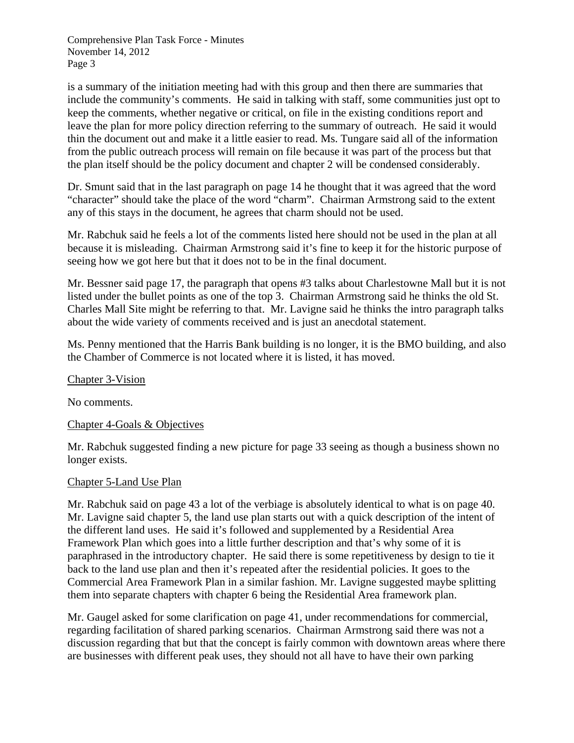is a summary of the initiation meeting had with this group and then there are summaries that include the community's comments. He said in talking with staff, some communities just opt to keep the comments, whether negative or critical, on file in the existing conditions report and leave the plan for more policy direction referring to the summary of outreach. He said it would thin the document out and make it a little easier to read. Ms. Tungare said all of the information from the public outreach process will remain on file because it was part of the process but that the plan itself should be the policy document and chapter 2 will be condensed considerably.

Dr. Smunt said that in the last paragraph on page 14 he thought that it was agreed that the word "character" should take the place of the word "charm". Chairman Armstrong said to the extent any of this stays in the document, he agrees that charm should not be used.

Mr. Rabchuk said he feels a lot of the comments listed here should not be used in the plan at all because it is misleading. Chairman Armstrong said it's fine to keep it for the historic purpose of seeing how we got here but that it does not to be in the final document.

Mr. Bessner said page 17, the paragraph that opens #3 talks about Charlestowne Mall but it is not listed under the bullet points as one of the top 3. Chairman Armstrong said he thinks the old St. Charles Mall Site might be referring to that. Mr. Lavigne said he thinks the intro paragraph talks about the wide variety of comments received and is just an anecdotal statement.

Ms. Penny mentioned that the Harris Bank building is no longer, it is the BMO building, and also the Chamber of Commerce is not located where it is listed, it has moved.

Chapter 3-Vision

No comments.

Chapter 4-Goals & Objectives

Mr. Rabchuk suggested finding a new picture for page 33 seeing as though a business shown no longer exists.

Chapter 5-Land Use Plan

Mr. Rabchuk said on page 43 a lot of the verbiage is absolutely identical to what is on page 40. Mr. Lavigne said chapter 5, the land use plan starts out with a quick description of the intent of the different land uses. He said it's followed and supplemented by a Residential Area Framework Plan which goes into a little further description and that's why some of it is paraphrased in the introductory chapter. He said there is some repetitiveness by design to tie it back to the land use plan and then it's repeated after the residential policies. It goes to the Commercial Area Framework Plan in a similar fashion. Mr. Lavigne suggested maybe splitting them into separate chapters with chapter 6 being the Residential Area framework plan.

Mr. Gaugel asked for some clarification on page 41, under recommendations for commercial, regarding facilitation of shared parking scenarios. Chairman Armstrong said there was not a discussion regarding that but that the concept is fairly common with downtown areas where there are businesses with different peak uses, they should not all have to have their own parking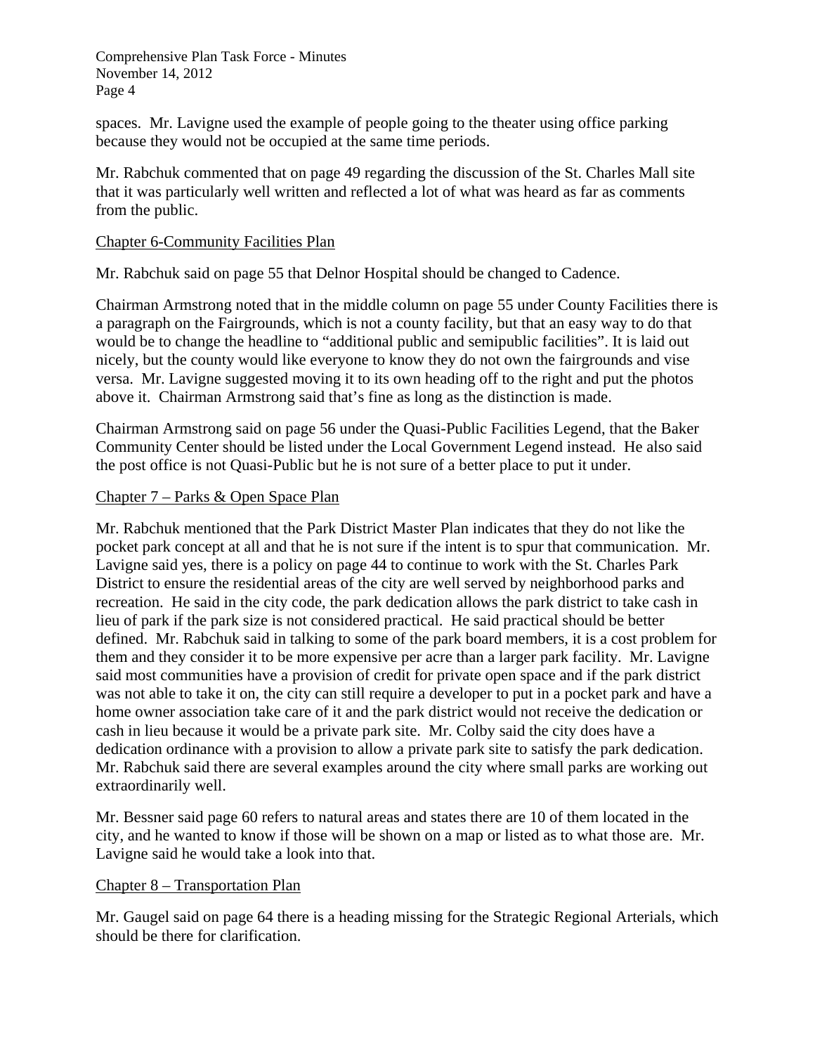spaces. Mr. Lavigne used the example of people going to the theater using office parking because they would not be occupied at the same time periods.

Mr. Rabchuk commented that on page 49 regarding the discussion of the St. Charles Mall site that it was particularly well written and reflected a lot of what was heard as far as comments from the public.

<u>Chapter 6-Community Facilities Plan</u>

Mr. Rabchuk said on page 55 that Delnor Hospital should be changed to Cadence.

Chairman Armstrong noted that in the middle column on page 55 under County Facilities there is a paragraph on the Fairgrounds, which is not a county facility, but that an easy way to do that would be to change the headline to "additional public and semipublic facilities". It is laid out nicely, but the county would like everyone to know they do not own the fairgrounds and vise versa. Mr. Lavigne suggested moving it to its own heading off to the right and put the photos above it. Chairman Armstrong said that's fine as long as the distinction is made.

Chairman Armstrong said on page 56 under the Quasi-Public Facilities Legend, that the Baker Community Center should be listed under the Local Government Legend instead. He also said the post office is not Quasi-Public but he is not sure of a better place to put it under.

<u>Chapter 7 – Parks & Open Space Plan</u>

Mr. Rabchuk mentioned that the Park District Master Plan indicates that they do not like the pocket park concept at all and that he is not sure if the intent is to spur that communication. Mr. Lavigne said yes, there is a policy on page 44 to continue to work with the St. Charles Park District to ensure the residential areas of the city are well served by neighborhood parks and recreation. He said in the city code, the park dedication allows the park district to take cash in lieu of park if the park size is not considered practical. He said practical should be better defined. Mr. Rabchuk said in talking to some of the park board members, it is a cost problem for them and they consider it to be more expensive per acre than a larger park facility. Mr. Lavigne said most communities have a provision of credit for private open space and if the park district was not able to take it on, the city can still require a developer to put in a pocket park and have a home owner association take care of it and the park district would not receive the dedication or cash in lieu because it would be a private park site. Mr. Colby said the city does have a dedication ordinance with a provision to allow a private park site to satisfy the park dedication. Mr. Rabchuk said there are several examples around the city where small parks are working out extraordinarily well.

Mr. Bessner said page 60 refers to natural areas and states there are 10 of them located in the city, and he wanted to know if those will be shown on a map or listed as to what those are. Mr. Lavigne said he would take a look into that.

<u>Chapter 8 – Transportation Plan</u>

Mr. Gaugel said on page 64 there is a heading missing for the Strategic Regional Arterials, which should be there for clarification.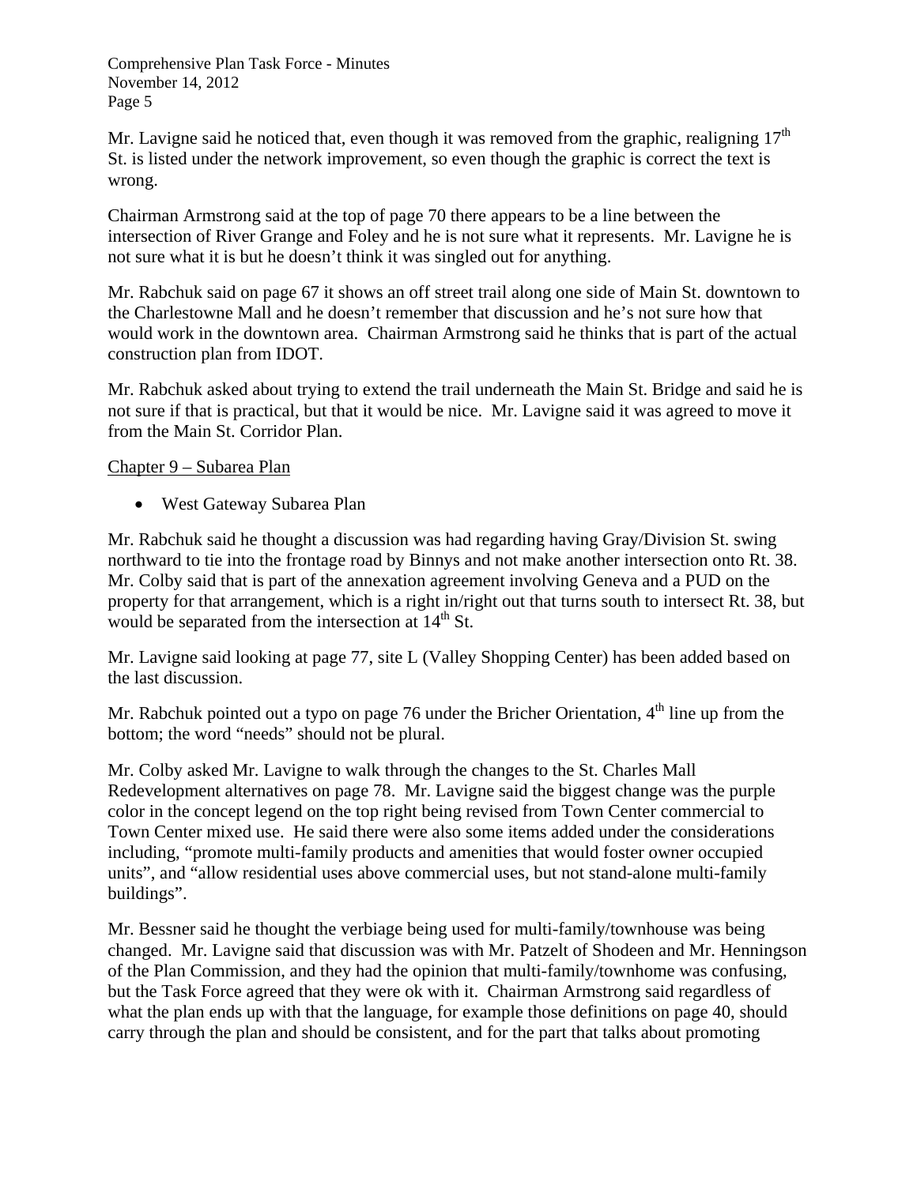Mr. Lavigne said he noticed that, even though it was removed from the graphic, realigning 17th St. is listed under the network improvement, so even though the graphic is correct the text is wrong.

Chairman Armstrong said at the top of page 70 there appears to be a line between the intersection of River Grange and Foley and he is not sure what it represents. Mr. Lavigne he is not sure what it is but he doesn't think it was singled out for anything.

Mr. Rabchuk said on page 67 it shows an off street trail along one side of Main St. downtown to the Charlestowne Mall and he doesn't remember that discussion and he's not sure how that would work in the downtown area. Chairman Armstrong said he thinks that is part of the actual construction plan from IDOT.

Mr. Rabchuk asked about trying to extend the trail underneath the Main St. Bridge and said he is not sure if that is practical, but that it would be nice. Mr. Lavigne said it was agreed to move it from the Main St. Corridor Plan.

Chapter 9 – Subarea Plan

- West Gateway Subarea Plan

Mr. Rabchuk said he thought a discussion was had regarding having Gray/Division St. swing northward to tie into the frontage road by Binnys and not make another intersection onto Rt. 38. Mr. Colby said that is part of the annexation agreement involving Geneva and a PUD on the property for that arrangement, which is a right in/right out that turns south to intersect Rt. 38, but would be separated from the intersection at 14th St.

Mr. Lavigne said looking at page 77, site L (Valley Shopping Center) has been added based on the last discussion.

Mr. Rabchuk pointed out a typo on page 76 under the Bricher Orientation, 4th line up from the bottom; the word "needs" should not be plural.

Mr. Colby asked Mr. Lavigne to walk through the changes to the St. Charles Mall Redevelopment alternatives on page 78. Mr. Lavigne said the biggest change was the purple color in the concept legend on the top right being revised from Town Center commercial to Town Center mixed use. He said there were also some items added under the considerations including, "promote multi-family products and amenities that would foster owner occupied units", and "allow residential uses above commercial uses, but not stand-alone multi-family buildings".

Mr. Bessner said he thought the verbiage being used for multi-family/townhouse was being changed. Mr. Lavigne said that discussion was with Mr. Patzelt of Shodeen and Mr. Henningson of the Plan Commission, and they had the opinion that multi-family/townhome was confusing, but the Task Force agreed that they were ok with it. Chairman Armstrong said regardless of what the plan ends up with that the language, for example those definitions on page 40, should carry through the plan and should be consistent, and for the part that talks about promoting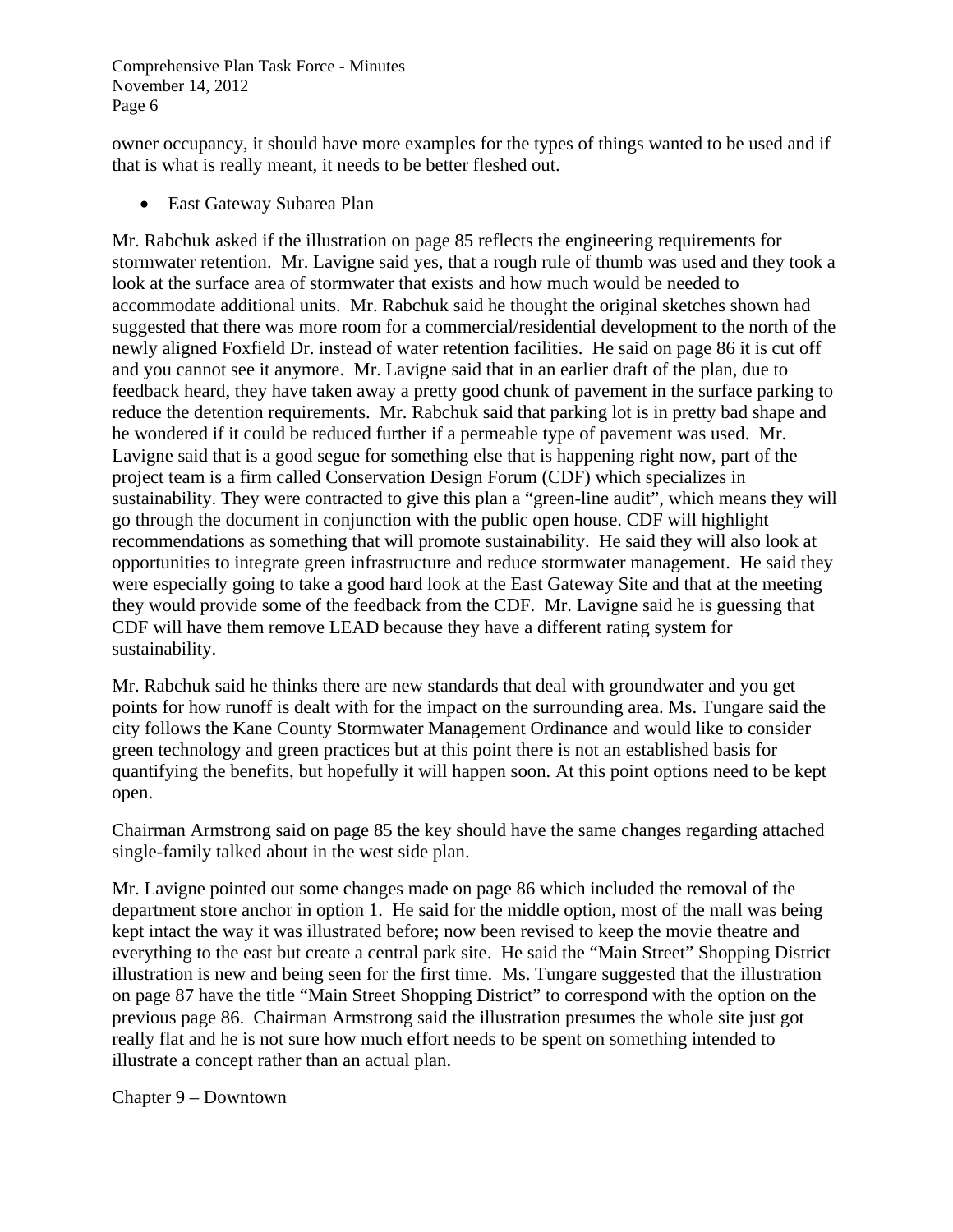owner occupancy, it should have more examples for the types of things wanted to be used and if that is what is really meant, it needs to be better fleshed out.

- East Gateway Subarea Plan

Mr. Rabchuk asked if the illustration on page 85 reflects the engineering requirements for stormwater retention. Mr. Lavigne said yes, that a rough rule of thumb was used and they took a look at the surface area of stormwater that exists and how much would be needed to accommodate additional units. Mr. Rabchuk said he thought the original sketches shown had suggested that there was more room for a commercial/residential development to the north of the newly aligned Foxfield Dr. instead of water retention facilities. He said on page 86 it is cut off and you cannot see it anymore. Mr. Lavigne said that in an earlier draft of the plan, due to feedback heard, they have taken away a pretty good chunk of pavement in the surface parking to reduce the detention requirements. Mr. Rabchuk said that parking lot is in pretty bad shape and he wondered if it could be reduced further if a permeable type of pavement was used. Mr. Lavigne said that is a good segue for something else that is happening right now, part of the project team is a firm called Conservation Design Forum (CDF) which specializes in sustainability. They were contracted to give this plan a "green-line audit", which means they will go through the document in conjunction with the public open house. CDF will highlight recommendations as something that will promote sustainability. He said they will also look at opportunities to integrate green infrastructure and reduce stormwater management. He said they were especially going to take a good hard look at the East Gateway Site and that at the meeting they would provide some of the feedback from the CDF. Mr. Lavigne said he is guessing that CDF will have them remove LEAD because they have a different rating system for sustainability.

Mr. Rabchuk said he thinks there are new standards that deal with groundwater and you get points for how runoff is dealt with for the impact on the surrounding area. Ms. Tungare said the city follows the Kane County Stormwater Management Ordinance and would like to consider green technology and green practices but at this point there is not an established basis for quantifying the benefits, but hopefully it will happen soon. At this point options need to be kept open.

Chairman Armstrong said on page 85 the key should have the same changes regarding attached single-family talked about in the west side plan.

Mr. Lavigne pointed out some changes made on page 86 which included the removal of the department store anchor in option 1. He said for the middle option, most of the mall was being kept intact the way it was illustrated before; now been revised to keep the movie theatre and everything to the east but create a central park site. He said the "Main Street" Shopping District illustration is new and being seen for the first time. Ms. Tungare suggested that the illustration on page 87 have the title "Main Street Shopping District" to correspond with the option on the previous page 86. Chairman Armstrong said the illustration presumes the whole site just got really flat and he is not sure how much effort needs to be spent on something intended to illustrate a concept rather than an actual plan.

<u>Chapter 9 – Downtown</u>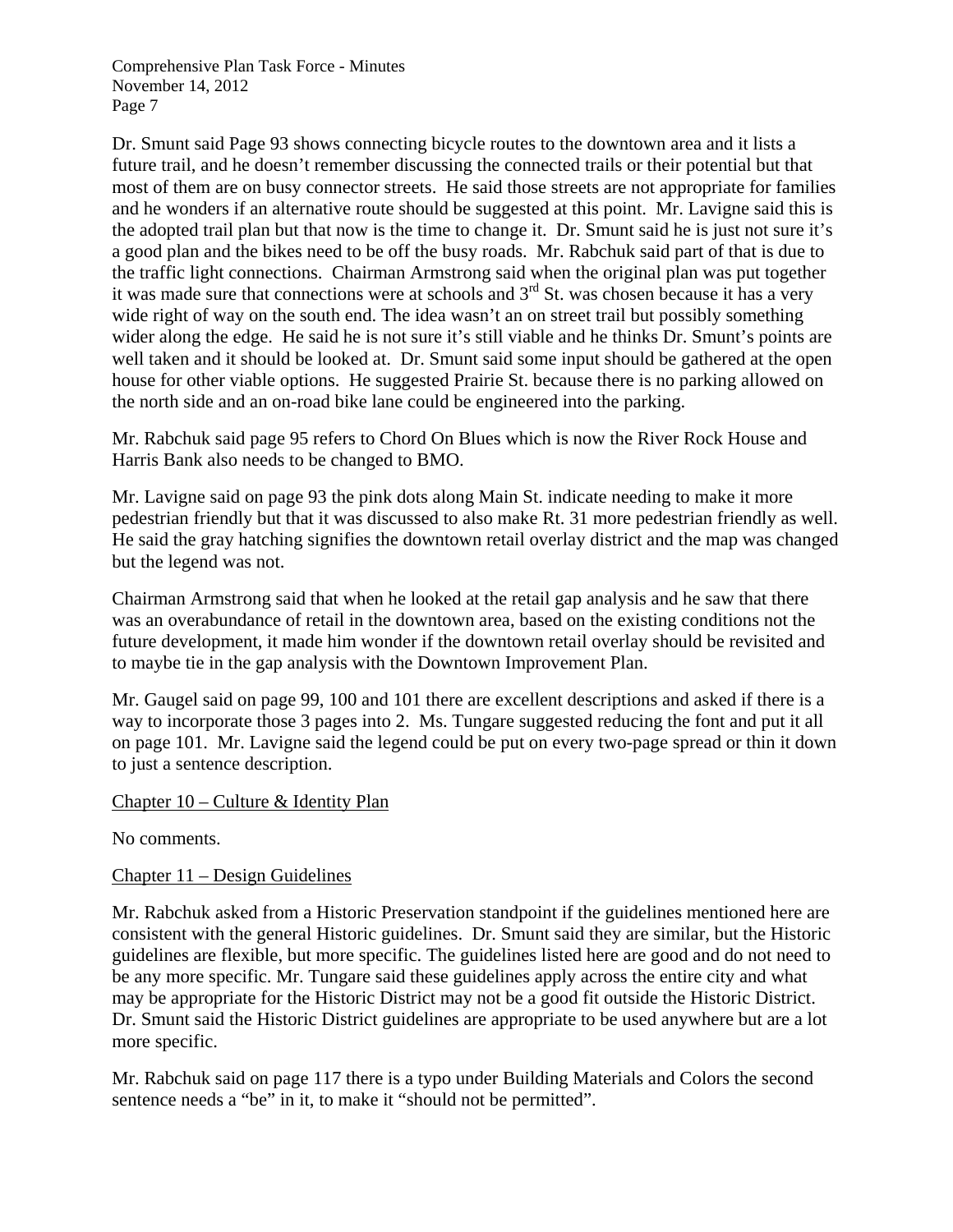Dr. Smunt said Page 93 shows connecting bicycle routes to the downtown area and it lists a future trail, and he doesn't remember discussing the connected trails or their potential but that most of them are on busy connector streets. He said those streets are not appropriate for families and he wonders if an alternative route should be suggested at this point. Mr. Lavigne said this is the adopted trail plan but that now is the time to change it. Dr. Smunt said he is just not sure it's a good plan and the bikes need to be off the busy roads. Mr. Rabchuk said part of that is due to the traffic light connections. Chairman Armstrong said when the original plan was put together it was made sure that connections were at schools and 3rd St. was chosen because it has a very wide right of way on the south end. The idea wasn't an on street trail but possibly something wider along the edge. He said he is not sure it's still viable and he thinks Dr. Smunt's points are well taken and it should be looked at. Dr. Smunt said some input should be gathered at the open house for other viable options. He suggested Prairie St. because there is no parking allowed on the north side and an on-road bike lane could be engineered into the parking.

Mr. Rabchuk said page 95 refers to Chord On Blues which is now the River Rock House and Harris Bank also needs to be changed to BMO.

Mr. Lavigne said on page 93 the pink dots along Main St. indicate needing to make it more pedestrian friendly but that it was discussed to also make Rt. 31 more pedestrian friendly as well. He said the gray hatching signifies the downtown retail overlay district and the map was changed but the legend was not.

Chairman Armstrong said that when he looked at the retail gap analysis and he saw that there was an overabundance of retail in the downtown area, based on the existing conditions not the future development, it made him wonder if the downtown retail overlay should be revisited and to maybe tie in the gap analysis with the Downtown Improvement Plan.

Mr. Gaugel said on page 99, 100 and 101 there are excellent descriptions and asked if there is a way to incorporate those 3 pages into 2. Ms. Tungare suggested reducing the font and put it all on page 101. Mr. Lavigne said the legend could be put on every two-page spread or thin it down to just a sentence description.

Chapter 10 – Culture & Identity Plan

No comments.

Chapter 11 – Design Guidelines

Mr. Rabchuk asked from a Historic Preservation standpoint if the guidelines mentioned here are consistent with the general Historic guidelines. Dr. Smunt said they are similar, but the Historic guidelines are flexible, but more specific. The guidelines listed here are good and do not need to be any more specific. Mr. Tungare said these guidelines apply across the entire city and what may be appropriate for the Historic District may not be a good fit outside the Historic District. Dr. Smunt said the Historic District guidelines are appropriate to be used anywhere but are a lot more specific.

Mr. Rabchuk said on page 117 there is a typo under Building Materials and Colors the second sentence needs a "be" in it, to make it "should not be permitted".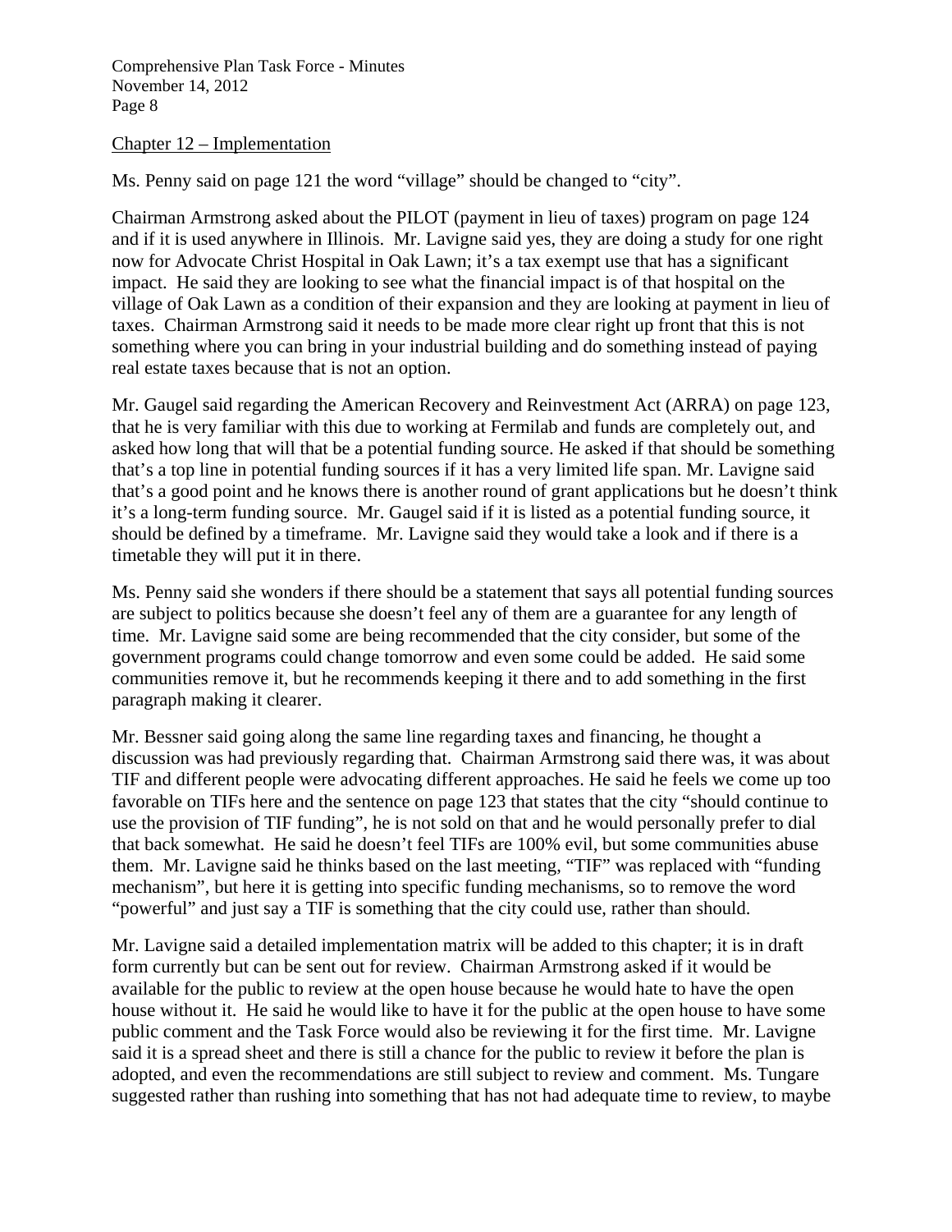Chapter 12 – Implementation

Ms. Penny said on page 121 the word "village" should be changed to "city".

Chairman Armstrong asked about the PILOT (payment in lieu of taxes) program on page 124 and if it is used anywhere in Illinois. Mr. Lavigne said yes, they are doing a study for one right now for Advocate Christ Hospital in Oak Lawn; it's a tax exempt use that has a significant impact. He said they are looking to see what the financial impact is of that hospital on the village of Oak Lawn as a condition of their expansion and they are looking at payment in lieu of taxes. Chairman Armstrong said it needs to be made more clear right up front that this is not something where you can bring in your industrial building and do something instead of paying real estate taxes because that is not an option.

Mr. Gaugel said regarding the American Recovery and Reinvestment Act (ARRA) on page 123, that he is very familiar with this due to working at Fermilab and funds are completely out, and asked how long that will that be a potential funding source. He asked if that should be something that's a top line in potential funding sources if it has a very limited life span. Mr. Lavigne said that's a good point and he knows there is another round of grant applications but he doesn't think it's a long-term funding source. Mr. Gaugel said if it is listed as a potential funding source, it should be defined by a timeframe. Mr. Lavigne said they would take a look and if there is a timetable they will put it in there.

Ms. Penny said she wonders if there should be a statement that says all potential funding sources are subject to politics because she doesn't feel any of them are a guarantee for any length of time. Mr. Lavigne said some are being recommended that the city consider, but some of the government programs could change tomorrow and even some could be added. He said some communities remove it, but he recommends keeping it there and to add something in the first paragraph making it clearer.

Mr. Bessner said going along the same line regarding taxes and financing, he thought a discussion was had previously regarding that. Chairman Armstrong said there was, it was about TIF and different people were advocating different approaches. He said he feels we come up too favorable on TIFs here and the sentence on page 123 that states that the city "should continue to use the provision of TIF funding", he is not sold on that and he would personally prefer to dial that back somewhat. He said he doesn't feel TIFs are 100% evil, but some communities abuse them. Mr. Lavigne said he thinks based on the last meeting, "TIF" was replaced with "funding mechanism", but here it is getting into specific funding mechanisms, so to remove the word "powerful" and just say a TIF is something that the city could use, rather than should.

Mr. Lavigne said a detailed implementation matrix will be added to this chapter; it is in draft form currently but can be sent out for review. Chairman Armstrong asked if it would be available for the public to review at the open house because he would hate to have the open house without it. He said he would like to have it for the public at the open house to have some public comment and the Task Force would also be reviewing it for the first time. Mr. Lavigne said it is a spread sheet and there is still a chance for the public to review it before the plan is adopted, and even the recommendations are still subject to review and comment. Ms. Tungare suggested rather than rushing into something that has not had adequate time to review, to maybe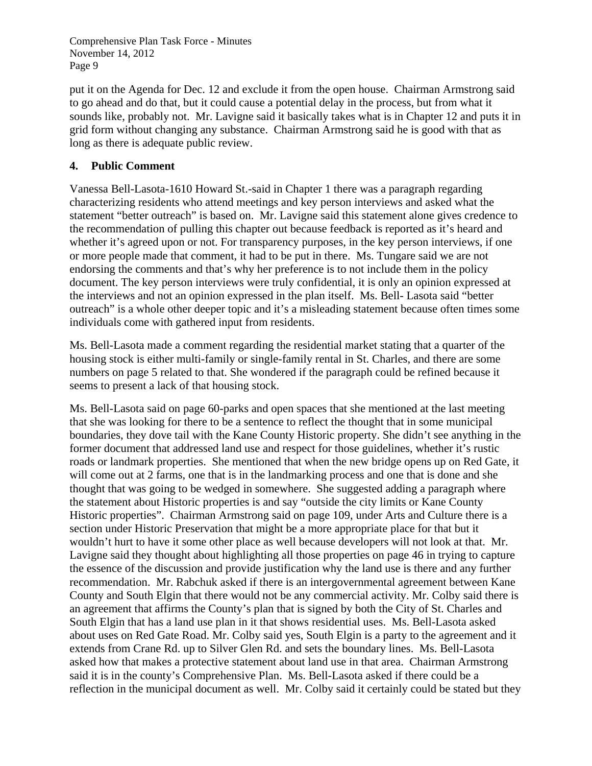put it on the Agenda for Dec. 12 and exclude it from the open house. Chairman Armstrong said to go ahead and do that, but it could cause a potential delay in the process, but from what it sounds like, probably not. Mr. Lavigne said it basically takes what is in Chapter 12 and puts it in grid form without changing any substance. Chairman Armstrong said he is good with that as long as there is adequate public review.

**4. Public Comment**

Vanessa Bell-Lasota-1610 Howard St.-said in Chapter 1 there was a paragraph regarding characterizing residents who attend meetings and key person interviews and asked what the statement "better outreach" is based on. Mr. Lavigne said this statement alone gives credence to the recommendation of pulling this chapter out because feedback is reported as it's heard and whether it's agreed upon or not. For transparency purposes, in the key person interviews, if one or more people made that comment, it had to be put in there. Ms. Tungare said we are not endorsing the comments and that's why her preference is to not include them in the policy document. The key person interviews were truly confidential, it is only an opinion expressed at the interviews and not an opinion expressed in the plan itself. Ms. Bell- Lasota said "better outreach" is a whole other deeper topic and it's a misleading statement because often times some individuals come with gathered input from residents.

Ms. Bell-Lasota made a comment regarding the residential market stating that a quarter of the housing stock is either multi-family or single-family rental in St. Charles, and there are some numbers on page 5 related to that. She wondered if the paragraph could be refined because it seems to present a lack of that housing stock.

Ms. Bell-Lasota said on page 60-parks and open spaces that she mentioned at the last meeting that she was looking for there to be a sentence to reflect the thought that in some municipal boundaries, they dove tail with the Kane County Historic property. She didn't see anything in the former document that addressed land use and respect for those guidelines, whether it's rustic roads or landmark properties. She mentioned that when the new bridge opens up on Red Gate, it will come out at 2 farms, one that is in the landmarking process and one that is done and she thought that was going to be wedged in somewhere. She suggested adding a paragraph where the statement about Historic properties is and say "outside the city limits or Kane County Historic properties". Chairman Armstrong said on page 109, under Arts and Culture there is a section under Historic Preservation that might be a more appropriate place for that but it wouldn't hurt to have it some other place as well because developers will not look at that. Mr. Lavigne said they thought about highlighting all those properties on page 46 in trying to capture the essence of the discussion and provide justification why the land use is there and any further recommendation. Mr. Rabchuk asked if there is an intergovernmental agreement between Kane County and South Elgin that there would not be any commercial activity. Mr. Colby said there is an agreement that affirms the County's plan that is signed by both the City of St. Charles and South Elgin that has a land use plan in it that shows residential uses. Ms. Bell-Lasota asked about uses on Red Gate Road. Mr. Colby said yes, South Elgin is a party to the agreement and it extends from Crane Rd. up to Silver Glen Rd. and sets the boundary lines. Ms. Bell-Lasota asked how that makes a protective statement about land use in that area. Chairman Armstrong said it is in the county's Comprehensive Plan. Ms. Bell-Lasota asked if there could be a reflection in the municipal document as well. Mr. Colby said it certainly could be stated but they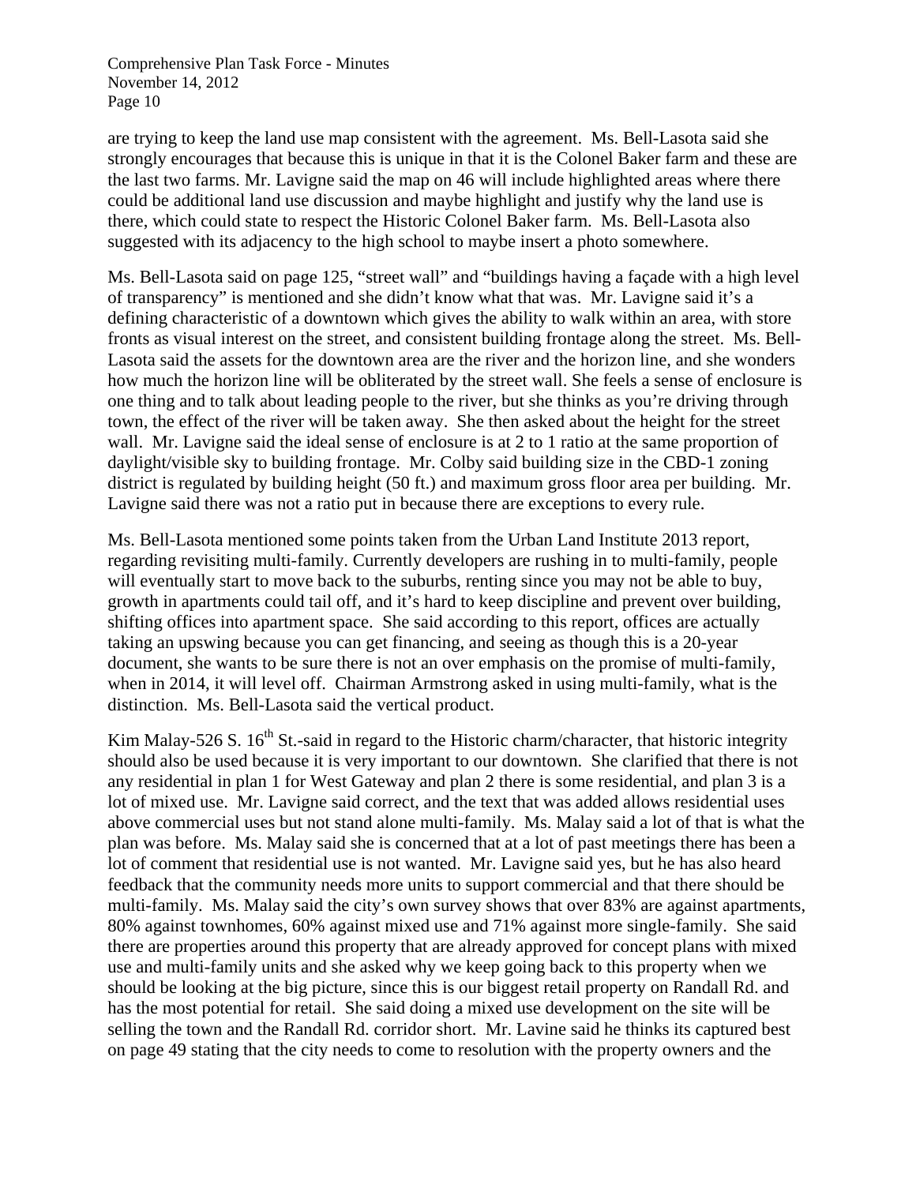are trying to keep the land use map consistent with the agreement. Ms. Bell-Lasota said she strongly encourages that because this is unique in that it is the Colonel Baker farm and these are the last two farms. Mr. Lavigne said the map on 46 will include highlighted areas where there could be additional land use discussion and maybe highlight and justify why the land use is there, which could state to respect the Historic Colonel Baker farm. Ms. Bell-Lasota also suggested with its adjacency to the high school to maybe insert a photo somewhere.

Ms. Bell-Lasota said on page 125, "street wall" and "buildings having a façade with a high level of transparency" is mentioned and she didn't know what that was. Mr. Lavigne said it's a defining characteristic of a downtown which gives the ability to walk within an area, with store fronts as visual interest on the street, and consistent building frontage along the street. Ms. Bell-Lasota said the assets for the downtown area are the river and the horizon line, and she wonders how much the horizon line will be obliterated by the street wall. She feels a sense of enclosure is one thing and to talk about leading people to the river, but she thinks as you're driving through town, the effect of the river will be taken away. She then asked about the height for the street wall. Mr. Lavigne said the ideal sense of enclosure is at 2 to 1 ratio at the same proportion of daylight/visible sky to building frontage. Mr. Colby said building size in the CBD-1 zoning district is regulated by building height (50 ft.) and maximum gross floor area per building. Mr. Lavigne said there was not a ratio put in because there are exceptions to every rule.

Ms. Bell-Lasota mentioned some points taken from the Urban Land Institute 2013 report, regarding revisiting multi-family. Currently developers are rushing in to multi-family, people will eventually start to move back to the suburbs, renting since you may not be able to buy, growth in apartments could tail off, and it's hard to keep discipline and prevent over building, shifting offices into apartment space. She said according to this report, offices are actually taking an upswing because you can get financing, and seeing as though this is a 20-year document, she wants to be sure there is not an over emphasis on the promise of multi-family, when in 2014, it will level off. Chairman Armstrong asked in using multi-family, what is the distinction. Ms. Bell-Lasota said the vertical product.

Kim Malay-526 S. 16th St.-said in regard to the Historic charm/character, that historic integrity should also be used because it is very important to our downtown. She clarified that there is not any residential in plan 1 for West Gateway and plan 2 there is some residential, and plan 3 is a lot of mixed use. Mr. Lavigne said correct, and the text that was added allows residential uses above commercial uses but not stand alone multi-family. Ms. Malay said a lot of that is what the plan was before. Ms. Malay said she is concerned that at a lot of past meetings there has been a lot of comment that residential use is not wanted. Mr. Lavigne said yes, but he has also heard feedback that the community needs more units to support commercial and that there should be multi-family. Ms. Malay said the city's own survey shows that over 83% are against apartments, 80% against townhomes, 60% against mixed use and 71% against more single-family. She said there are properties around this property that are already approved for concept plans with mixed use and multi-family units and she asked why we keep going back to this property when we should be looking at the big picture, since this is our biggest retail property on Randall Rd. and has the most potential for retail. She said doing a mixed use development on the site will be selling the town and the Randall Rd. corridor short. Mr. Lavine said he thinks its captured best on page 49 stating that the city needs to come to resolution with the property owners and the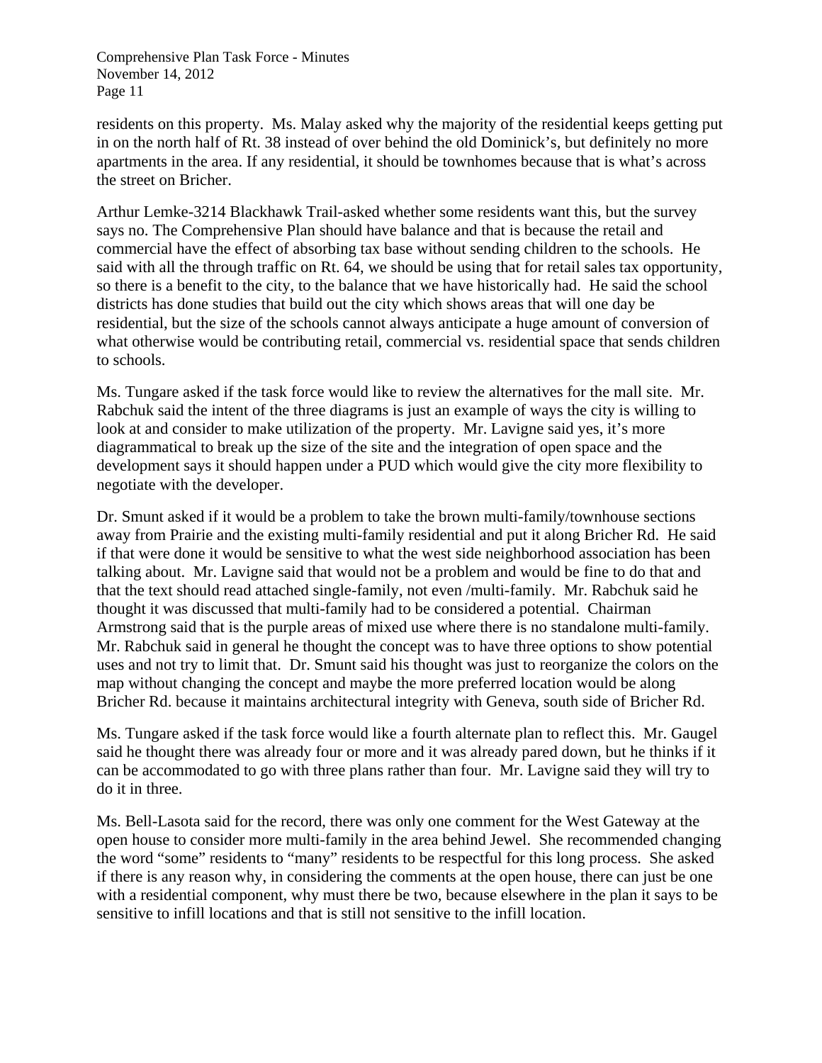residents on this property. Ms. Malay asked why the majority of the residential keeps getting put in on the north half of Rt. 38 instead of over behind the old Dominick's, but definitely no more apartments in the area. If any residential, it should be townhomes because that is what's across the street on Bricher.

Arthur Lemke-3214 Blackhawk Trail-asked whether some residents want this, but the survey says no. The Comprehensive Plan should have balance and that is because the retail and commercial have the effect of absorbing tax base without sending children to the schools. He said with all the through traffic on Rt. 64, we should be using that for retail sales tax opportunity, so there is a benefit to the city, to the balance that we have historically had. He said the school districts has done studies that build out the city which shows areas that will one day be residential, but the size of the schools cannot always anticipate a huge amount of conversion of what otherwise would be contributing retail, commercial vs. residential space that sends children to schools.

Ms. Tungare asked if the task force would like to review the alternatives for the mall site. Mr. Rabchuk said the intent of the three diagrams is just an example of ways the city is willing to look at and consider to make utilization of the property. Mr. Lavigne said yes, it's more diagrammatical to break up the size of the site and the integration of open space and the development says it should happen under a PUD which would give the city more flexibility to negotiate with the developer.

Dr. Smunt asked if it would be a problem to take the brown multi-family/townhouse sections away from Prairie and the existing multi-family residential and put it along Bricher Rd. He said if that were done it would be sensitive to what the west side neighborhood association has been talking about. Mr. Lavigne said that would not be a problem and would be fine to do that and that the text should read attached single-family, not even /multi-family. Mr. Rabchuk said he thought it was discussed that multi-family had to be considered a potential. Chairman Armstrong said that is the purple areas of mixed use where there is no standalone multi-family. Mr. Rabchuk said in general he thought the concept was to have three options to show potential uses and not try to limit that. Dr. Smunt said his thought was just to reorganize the colors on the map without changing the concept and maybe the more preferred location would be along Bricher Rd. because it maintains architectural integrity with Geneva, south side of Bricher Rd.

Ms. Tungare asked if the task force would like a fourth alternate plan to reflect this. Mr. Gaugel said he thought there was already four or more and it was already pared down, but he thinks if it can be accommodated to go with three plans rather than four. Mr. Lavigne said they will try to do it in three.

Ms. Bell-Lasota said for the record, there was only one comment for the West Gateway at the open house to consider more multi-family in the area behind Jewel. She recommended changing the word "some" residents to "many" residents to be respectful for this long process. She asked if there is any reason why, in considering the comments at the open house, there can just be one with a residential component, why must there be two, because elsewhere in the plan it says to be sensitive to infill locations and that is still not sensitive to the infill location.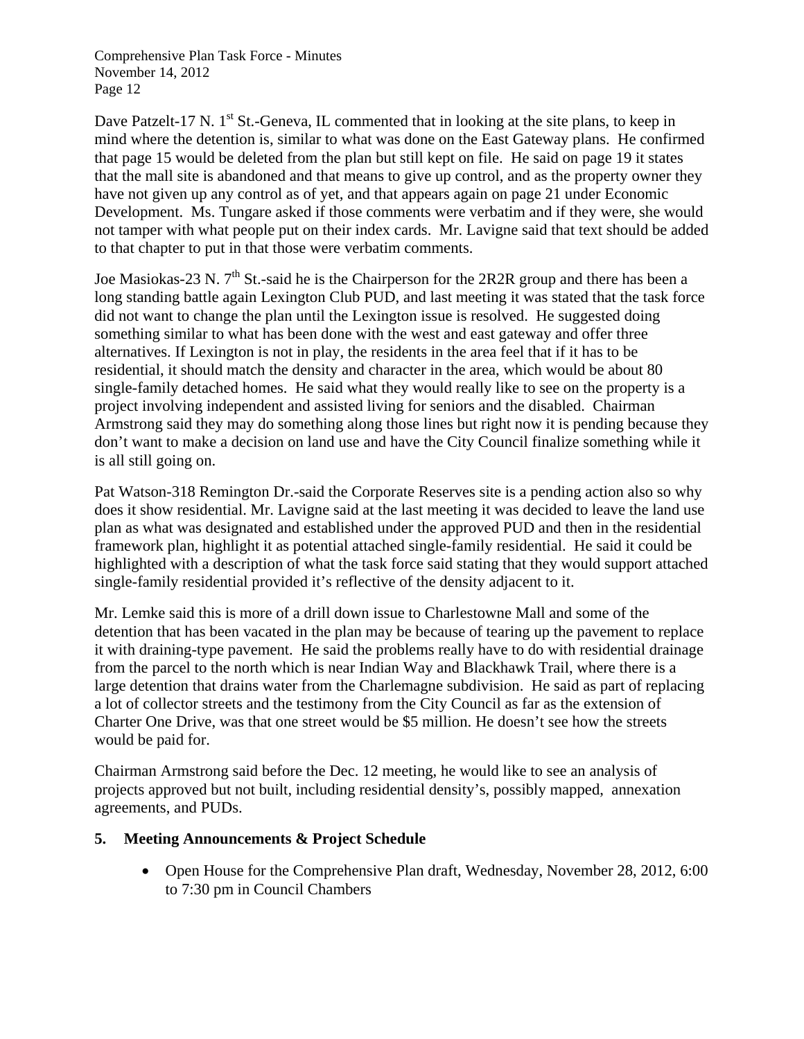Dave Patzelt-17 N. 1st St.-Geneva, IL commented that in looking at the site plans, to keep in mind where the detention is, similar to what was done on the East Gateway plans. He confirmed that page 15 would be deleted from the plan but still kept on file. He said on page 19 it states that the mall site is abandoned and that means to give up control, and as the property owner they have not given up any control as of yet, and that appears again on page 21 under Economic Development. Ms. Tungare asked if those comments were verbatim and if they were, she would not tamper with what people put on their index cards. Mr. Lavigne said that text should be added to that chapter to put in that those were verbatim comments.

Joe Masiokas-23 N. 7th St.-said he is the Chairperson for the 2R2R group and there has been a long standing battle again Lexington Club PUD, and last meeting it was stated that the task force did not want to change the plan until the Lexington issue is resolved. He suggested doing something similar to what has been done with the west and east gateway and offer three alternatives. If Lexington is not in play, the residents in the area feel that if it has to be residential, it should match the density and character in the area, which would be about 80 single-family detached homes. He said what they would really like to see on the property is a project involving independent and assisted living for seniors and the disabled. Chairman Armstrong said they may do something along those lines but right now it is pending because they don't want to make a decision on land use and have the City Council finalize something while it is all still going on.

Pat Watson-318 Remington Dr.-said the Corporate Reserves site is a pending action also so why does it show residential. Mr. Lavigne said at the last meeting it was decided to leave the land use plan as what was designated and established under the approved PUD and then in the residential framework plan, highlight it as potential attached single-family residential. He said it could be highlighted with a description of what the task force said stating that they would support attached single-family residential provided it's reflective of the density adjacent to it.

Mr. Lemke said this is more of a drill down issue to Charlestowne Mall and some of the detention that has been vacated in the plan may be because of tearing up the pavement to replace it with draining-type pavement. He said the problems really have to do with residential drainage from the parcel to the north which is near Indian Way and Blackhawk Trail, where there is a large detention that drains water from the Charlemagne subdivision. He said as part of replacing a lot of collector streets and the testimony from the City Council as far as the extension of Charter One Drive, was that one street would be $5 million. He doesn't see how the streets would be paid for.

Chairman Armstrong said before the Dec. 12 meeting, he would like to see an analysis of projects approved but not built, including residential density's, possibly mapped, annexation agreements, and PUDs.

**5. Meeting Announcements & Project Schedule**

- Open House for the Comprehensive Plan draft, Wednesday, November 28, 2012, 6:00 to 7:30 pm in Council Chambers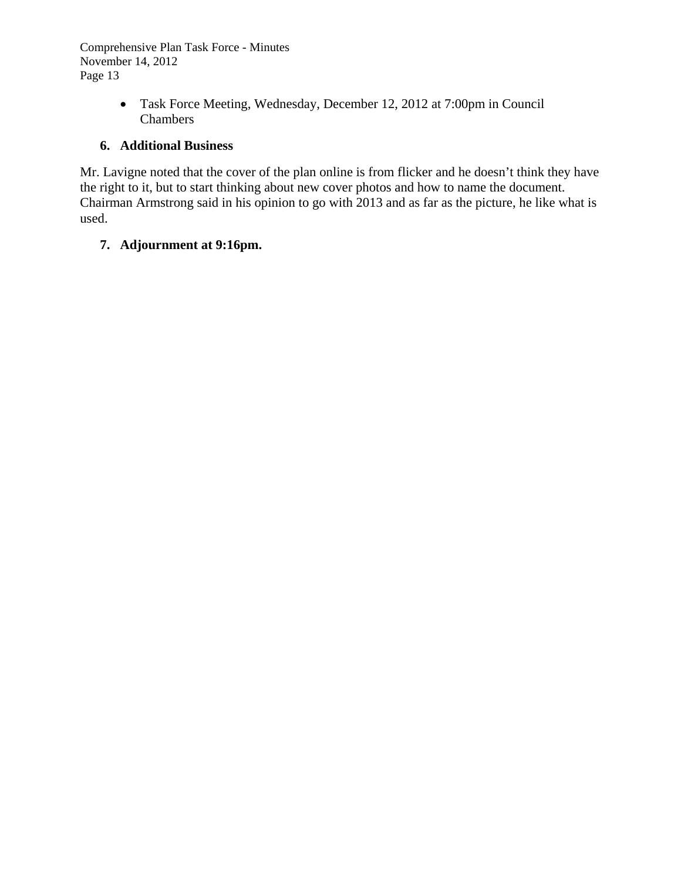- Task Force Meeting, Wednesday, December 12, 2012 at 7:00pm in Council Chambers

**6. Additional Business**

Mr. Lavigne noted that the cover of the plan online is from flicker and he doesn't think they have the right to it, but to start thinking about new cover photos and how to name the document. Chairman Armstrong said in his opinion to go with 2013 and as far as the picture, he like what is used.

**7. Adjournment at 9:16pm.**